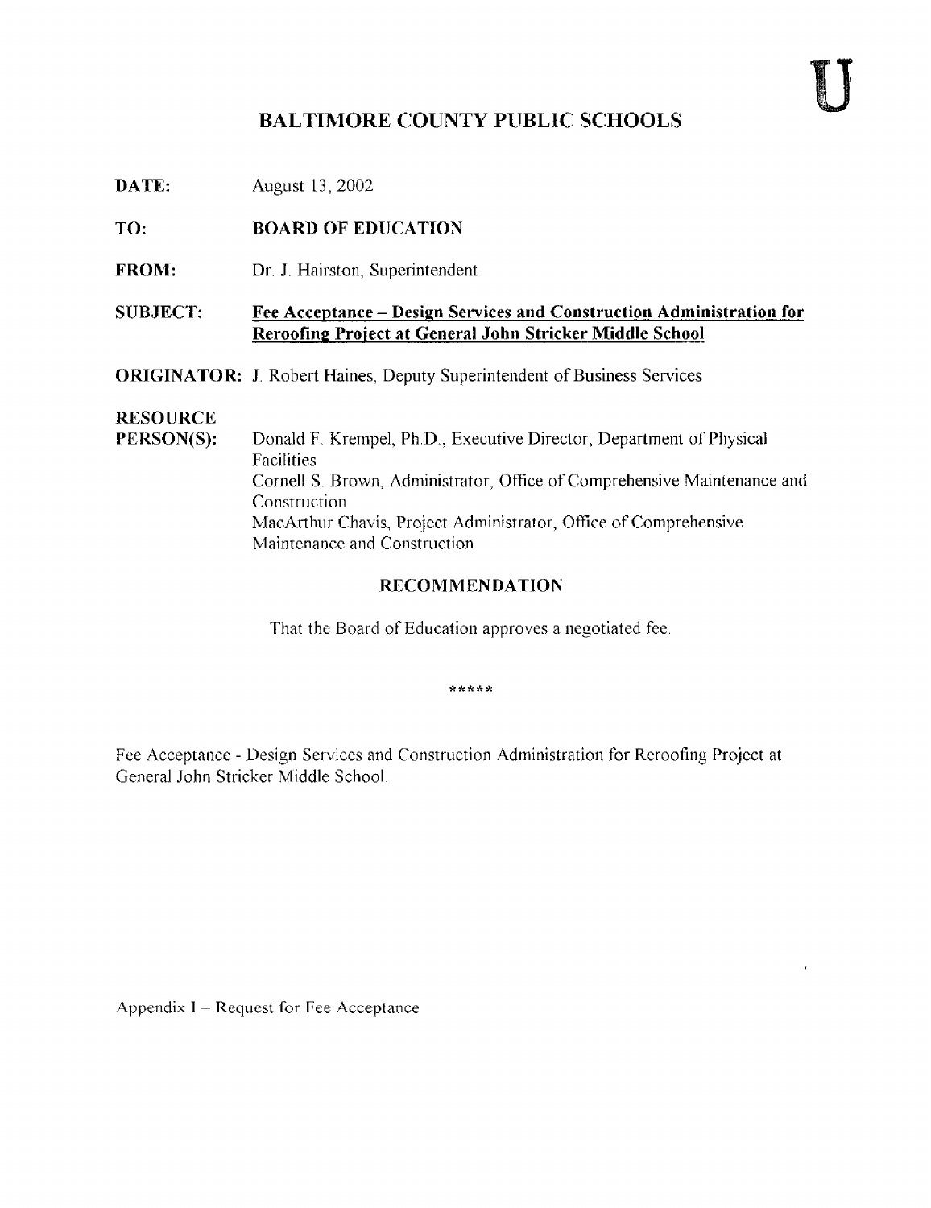U

# BALTIMORE COUNTY PUBLIC SCHOOLS

**DATE:** August 13, 2002

**TO:** **BOARD OF EDUCATION**

**FROM:** Dr. J. Hairston, Superintendent

**SUBJECT:** **Fee Acceptance – Design Services and Construction Administration for Reroofing Project at General John Stricker Middle School**

**ORIGINATOR:** J. Robert Haines, Deputy Superintendent of Business Services

**RESOURCE PERSON(S):** Donald F. Krempel, Ph.D., Executive Director, Department of Physical Facilities
Cornell S. Brown, Administrator, Office of Comprehensive Maintenance and Construction
MacArthur Chavis, Project Administrator, Office of Comprehensive Maintenance and Construction

## RECOMMENDATION

That the Board of Education approves a negotiated fee.

*****

Fee Acceptance - Design Services and Construction Administration for Reroofing Project at General John Stricker Middle School.

Appendix I – Request for Fee Acceptance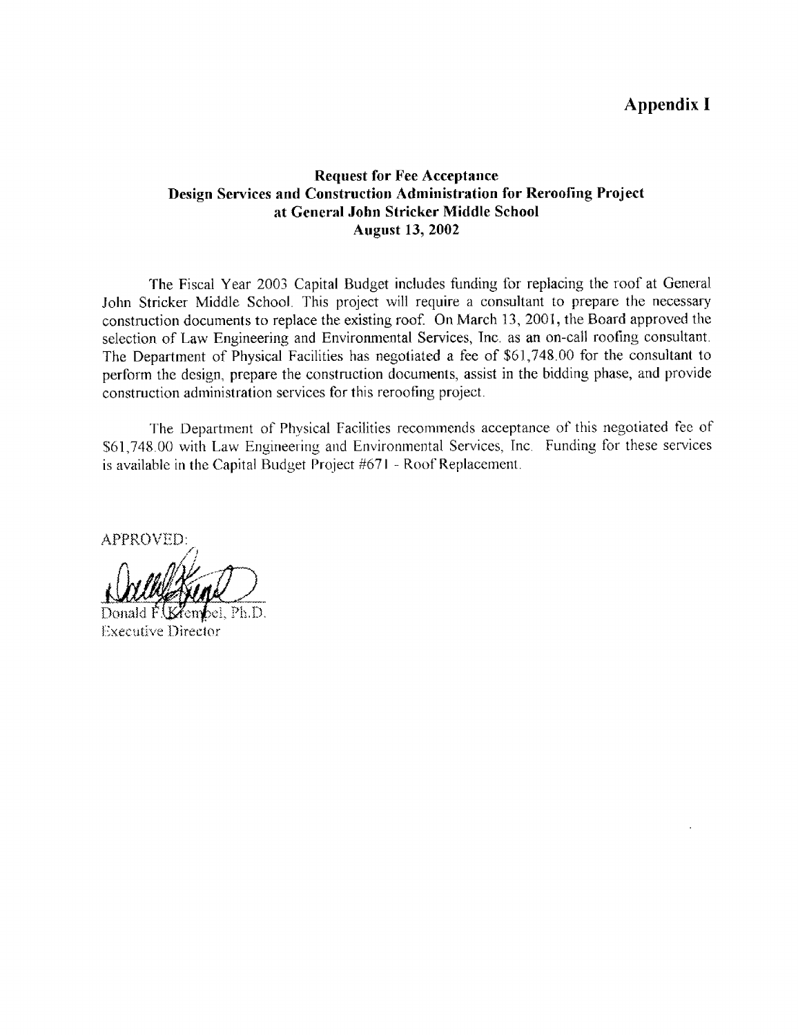# Appendix I

**Request for Fee Acceptance**
**Design Services and Construction Administration for Reroofing Project**
**at General John Stricker Middle School**
**August 13, 2002**

The Fiscal Year 2003 Capital Budget includes funding for replacing the roof at General John Stricker Middle School. This project will require a consultant to prepare the necessary construction documents to replace the existing roof. On March 13, 2001, the Board approved the selection of Law Engineering and Environmental Services, Inc. as an on-call roofing consultant. The Department of Physical Facilities has negotiated a fee of $61,748.00 for the consultant to perform the design, prepare the construction documents, assist in the bidding phase, and provide construction administration services for this reroofing project.

The Department of Physical Facilities recommends acceptance of this negotiated fee of $61,748.00 with Law Engineering and Environmental Services, Inc. Funding for these services is available in the Capital Budget Project #671 - Roof Replacement.

APPROVED:

Donald F. Krempel, Ph.D.
Executive Director